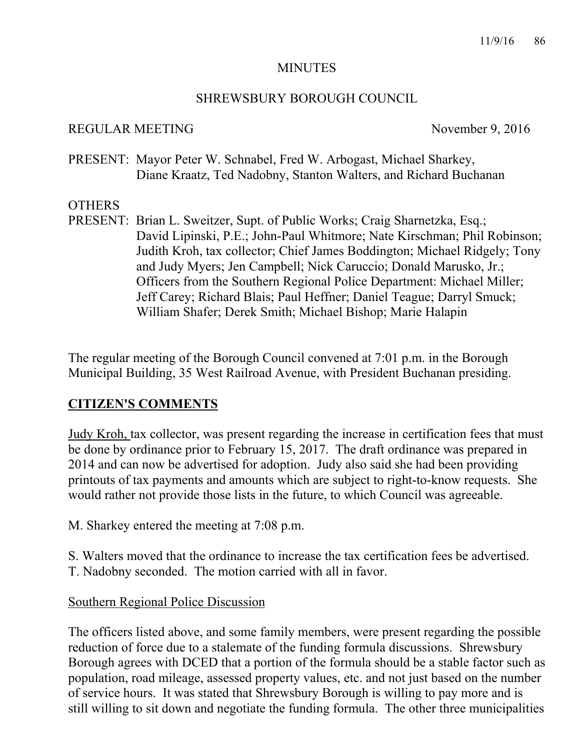# MINUTES

## SHREWSBURY BOROUGH COUNCIL

REGULAR MEETING November 9, 2016

PRESENT: Mayor Peter W. Schnabel, Fred W. Arbogast, Michael Sharkey, Diane Kraatz, Ted Nadobny, Stanton Walters, and Richard Buchanan

OTHERS PRESENT: Brian L. Sweitzer, Supt. of Public Works; Craig Sharnetzka, Esq.; David Lipinski, P.E.; John-Paul Whitmore; Nate Kirschman; Phil Robinson; Judith Kroh, tax collector; Chief James Boddington; Michael Ridgely; Tony and Judy Myers; Jen Campbell; Nick Caruccio; Donald Marusko, Jr.; Officers from the Southern Regional Police Department: Michael Miller; Jeff Carey; Richard Blais; Paul Heffner; Daniel Teague; Darryl Smuck; William Shafer; Derek Smith; Michael Bishop; Marie Halapin

The regular meeting of the Borough Council convened at 7:01 p.m. in the Borough Municipal Building, 35 West Railroad Avenue, with President Buchanan presiding.

## CITIZEN'S COMMENTS

Judy Kroh, tax collector, was present regarding the increase in certification fees that must be done by ordinance prior to February 15, 2017. The draft ordinance was prepared in 2014 and can now be advertised for adoption. Judy also said she had been providing printouts of tax payments and amounts which are subject to right-to-know requests. She would rather not provide those lists in the future, to which Council was agreeable.

M. Sharkey entered the meeting at 7:08 p.m.

S. Walters moved that the ordinance to increase the tax certification fees be advertised. T. Nadobny seconded. The motion carried with all in favor.

### Southern Regional Police Discussion

The officers listed above, and some family members, were present regarding the possible reduction of force due to a stalemate of the funding formula discussions. Shrewsbury Borough agrees with DCED that a portion of the formula should be a stable factor such as population, road mileage, assessed property values, etc. and not just based on the number of service hours. It was stated that Shrewsbury Borough is willing to pay more and is still willing to sit down and negotiate the funding formula. The other three municipalities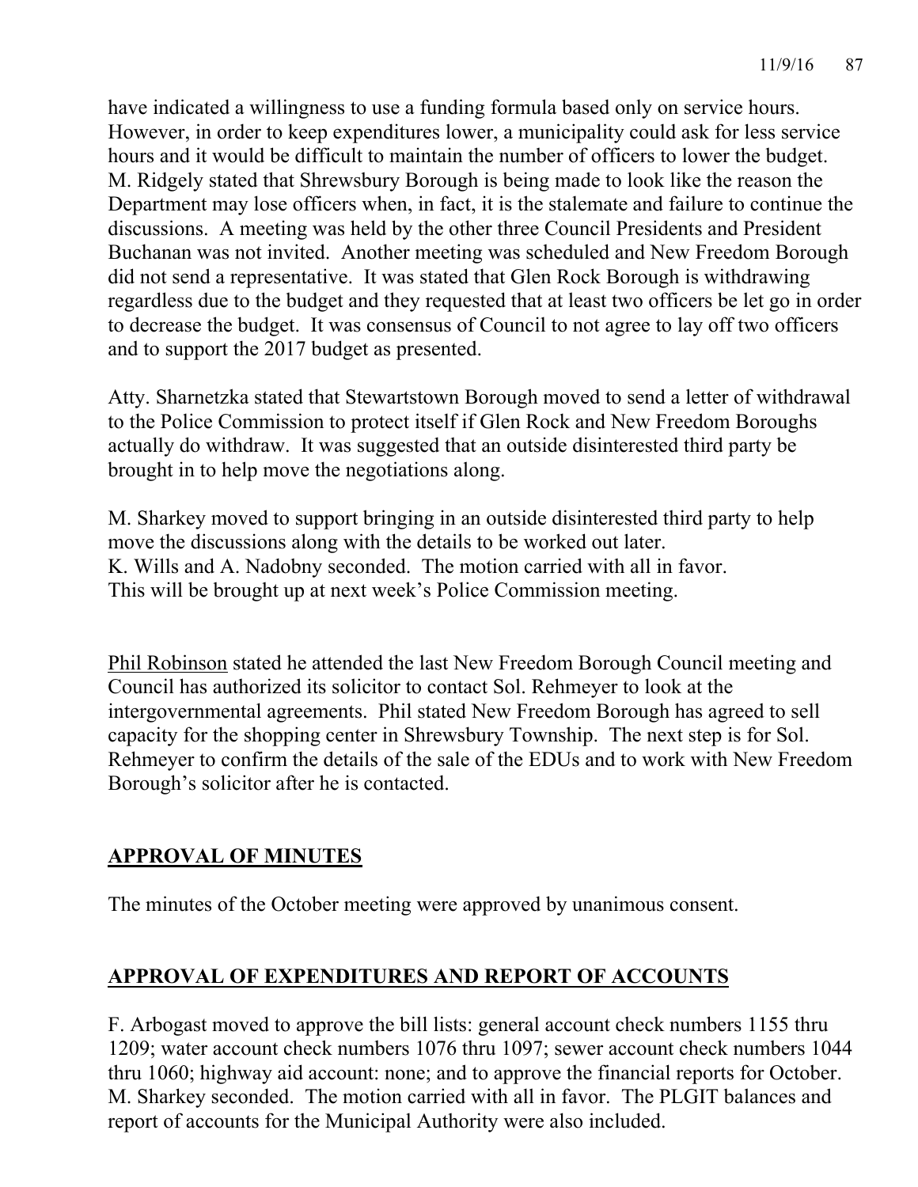have indicated a willingness to use a funding formula based only on service hours. However, in order to keep expenditures lower, a municipality could ask for less service hours and it would be difficult to maintain the number of officers to lower the budget. M. Ridgely stated that Shrewsbury Borough is being made to look like the reason the Department may lose officers when, in fact, it is the stalemate and failure to continue the discussions. A meeting was held by the other three Council Presidents and President Buchanan was not invited. Another meeting was scheduled and New Freedom Borough did not send a representative. It was stated that Glen Rock Borough is withdrawing regardless due to the budget and they requested that at least two officers be let go in order to decrease the budget. It was consensus of Council to not agree to lay off two officers and to support the 2017 budget as presented.

Atty. Sharnetzka stated that Stewartstown Borough moved to send a letter of withdrawal to the Police Commission to protect itself if Glen Rock and New Freedom Boroughs actually do withdraw. It was suggested that an outside disinterested third party be brought in to help move the negotiations along.

M. Sharkey moved to support bringing in an outside disinterested third party to help move the discussions along with the details to be worked out later.
K. Wills and A. Nadobny seconded. The motion carried with all in favor.
This will be brought up at next week's Police Commission meeting.

Phil Robinson stated he attended the last New Freedom Borough Council meeting and Council has authorized its solicitor to contact Sol. Rehmeyer to look at the intergovernmental agreements. Phil stated New Freedom Borough has agreed to sell capacity for the shopping center in Shrewsbury Township. The next step is for Sol. Rehmeyer to confirm the details of the sale of the EDUs and to work with New Freedom Borough's solicitor after he is contacted.

## APPROVAL OF MINUTES

The minutes of the October meeting were approved by unanimous consent.

## APPROVAL OF EXPENDITURES AND REPORT OF ACCOUNTS

F. Arbogast moved to approve the bill lists: general account check numbers 1155 thru 1209; water account check numbers 1076 thru 1097; sewer account check numbers 1044 thru 1060; highway aid account: none; and to approve the financial reports for October. M. Sharkey seconded. The motion carried with all in favor. The PLGIT balances and report of accounts for the Municipal Authority were also included.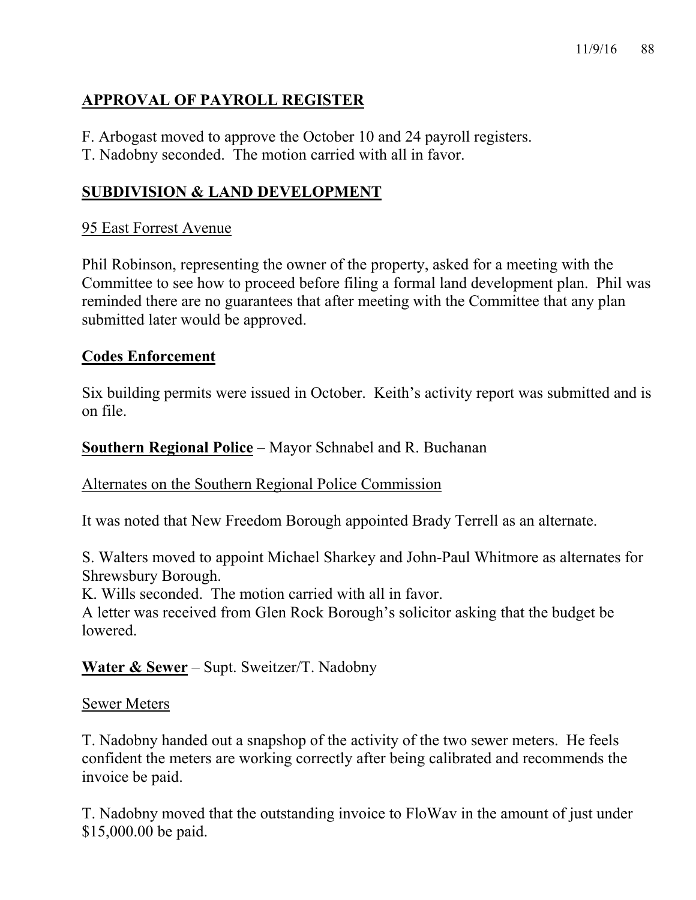## APPROVAL OF PAYROLL REGISTER

F. Arbogast moved to approve the October 10 and 24 payroll registers.
T. Nadobny seconded. The motion carried with all in favor.

## SUBDIVISION & LAND DEVELOPMENT

95 East Forrest Avenue

Phil Robinson, representing the owner of the property, asked for a meeting with the Committee to see how to proceed before filing a formal land development plan. Phil was reminded there are no guarantees that after meeting with the Committee that any plan submitted later would be approved.

## Codes Enforcement

Six building permits were issued in October. Keith's activity report was submitted and is on file.

**Southern Regional Police** – Mayor Schnabel and R. Buchanan

Alternates on the Southern Regional Police Commission

It was noted that New Freedom Borough appointed Brady Terrell as an alternate.

S. Walters moved to appoint Michael Sharkey and John-Paul Whitmore as alternates for Shrewsbury Borough.
K. Wills seconded. The motion carried with all in favor.
A letter was received from Glen Rock Borough's solicitor asking that the budget be lowered.

**Water & Sewer** – Supt. Sweitzer/T. Nadobny

Sewer Meters

T. Nadobny handed out a snapshop of the activity of the two sewer meters. He feels confident the meters are working correctly after being calibrated and recommends the invoice be paid.

T. Nadobny moved that the outstanding invoice to FloWav in the amount of just under $15,000.00 be paid.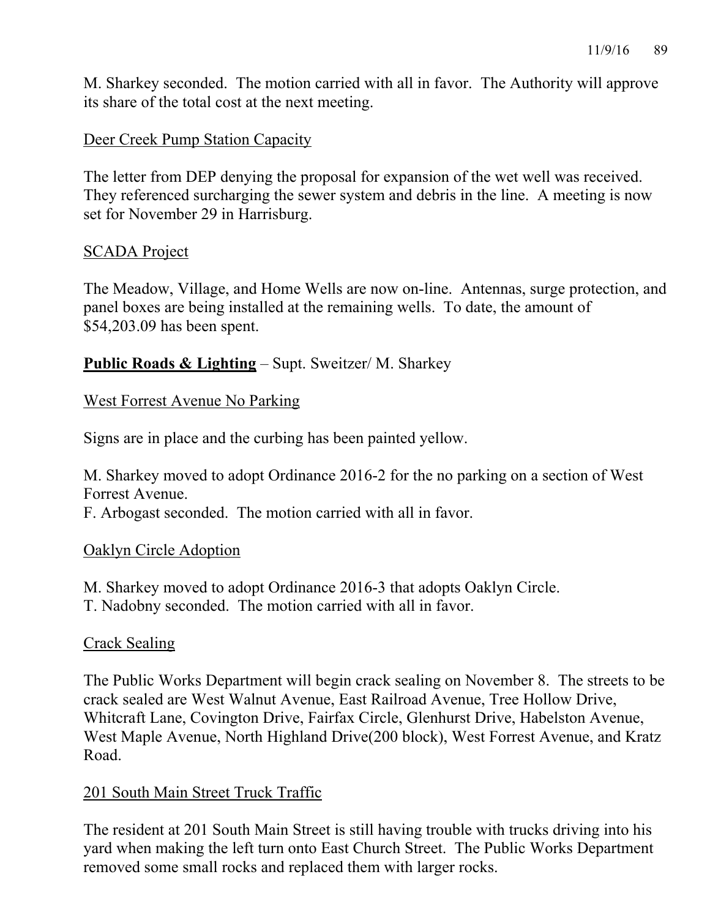M. Sharkey seconded. The motion carried with all in favor. The Authority will approve its share of the total cost at the next meeting.

<u>Deer Creek Pump Station Capacity</u>

The letter from DEP denying the proposal for expansion of the wet well was received. They referenced surcharging the sewer system and debris in the line. A meeting is now set for November 29 in Harrisburg.

<u>SCADA Project</u>

The Meadow, Village, and Home Wells are now on-line. Antennas, surge protection, and panel boxes are being installed at the remaining wells. To date, the amount of $54,203.09 has been spent.

**<u>Public Roads & Lighting</u>** – Supt. Sweitzer/ M. Sharkey

<u>West Forrest Avenue No Parking</u>

Signs are in place and the curbing has been painted yellow.

M. Sharkey moved to adopt Ordinance 2016-2 for the no parking on a section of West Forrest Avenue.
F. Arbogast seconded. The motion carried with all in favor.

<u>Oaklyn Circle Adoption</u>

M. Sharkey moved to adopt Ordinance 2016-3 that adopts Oaklyn Circle.
T. Nadobny seconded. The motion carried with all in favor.

<u>Crack Sealing</u>

The Public Works Department will begin crack sealing on November 8. The streets to be crack sealed are West Walnut Avenue, East Railroad Avenue, Tree Hollow Drive, Whitcraft Lane, Covington Drive, Fairfax Circle, Glenhurst Drive, Habelston Avenue, West Maple Avenue, North Highland Drive(200 block), West Forrest Avenue, and Kratz Road.

<u>201 South Main Street Truck Traffic</u>

The resident at 201 South Main Street is still having trouble with trucks driving into his yard when making the left turn onto East Church Street. The Public Works Department removed some small rocks and replaced them with larger rocks.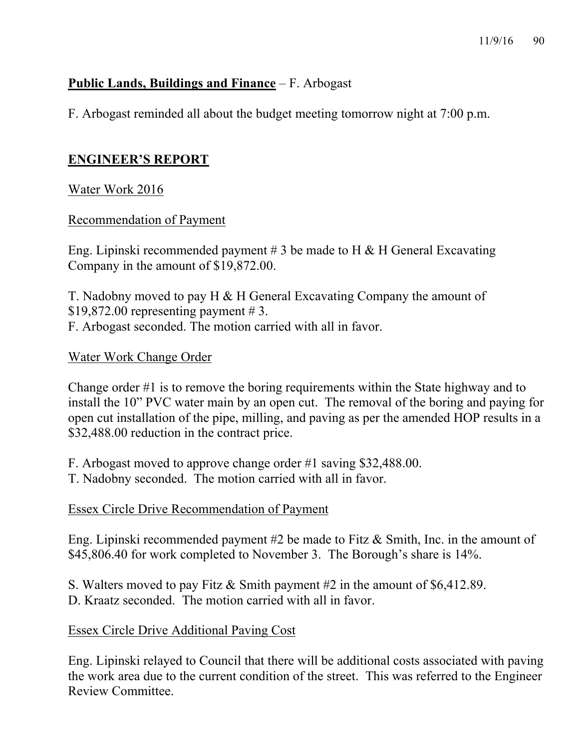**Public Lands, Buildings and Finance** – F. Arbogast

F. Arbogast reminded all about the budget meeting tomorrow night at 7:00 p.m.

## ENGINEER'S REPORT

Water Work 2016

Recommendation of Payment

Eng. Lipinski recommended payment # 3 be made to H & H General Excavating Company in the amount of $19,872.00.

T. Nadobny moved to pay H & H General Excavating Company the amount of $19,872.00 representing payment # 3.
F. Arbogast seconded. The motion carried with all in favor.

Water Work Change Order

Change order #1 is to remove the boring requirements within the State highway and to install the 10" PVC water main by an open cut. The removal of the boring and paying for open cut installation of the pipe, milling, and paving as per the amended HOP results in a $32,488.00 reduction in the contract price.

F. Arbogast moved to approve change order #1 saving $32,488.00.
T. Nadobny seconded. The motion carried with all in favor.

Essex Circle Drive Recommendation of Payment

Eng. Lipinski recommended payment #2 be made to Fitz & Smith, Inc. in the amount of $45,806.40 for work completed to November 3. The Borough's share is 14%.

S. Walters moved to pay Fitz & Smith payment #2 in the amount of $6,412.89.
D. Kraatz seconded. The motion carried with all in favor.

Essex Circle Drive Additional Paving Cost

Eng. Lipinski relayed to Council that there will be additional costs associated with paving the work area due to the current condition of the street. This was referred to the Engineer Review Committee.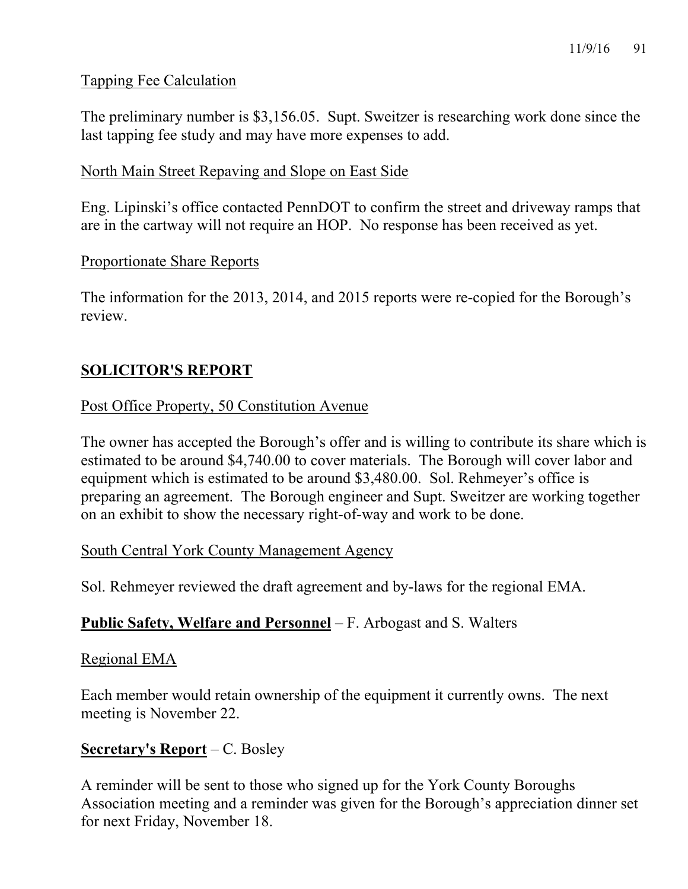Tapping Fee Calculation

The preliminary number is $3,156.05. Supt. Sweitzer is researching work done since the last tapping fee study and may have more expenses to add.

North Main Street Repaving and Slope on East Side

Eng. Lipinski's office contacted PennDOT to confirm the street and driveway ramps that are in the cartway will not require an HOP. No response has been received as yet.

Proportionate Share Reports

The information for the 2013, 2014, and 2015 reports were re-copied for the Borough's review.

## SOLICITOR'S REPORT

Post Office Property, 50 Constitution Avenue

The owner has accepted the Borough's offer and is willing to contribute its share which is estimated to be around $4,740.00 to cover materials. The Borough will cover labor and equipment which is estimated to be around $3,480.00. Sol. Rehmeyer's office is preparing an agreement. The Borough engineer and Supt. Sweitzer are working together on an exhibit to show the necessary right-of-way and work to be done.

South Central York County Management Agency

Sol. Rehmeyer reviewed the draft agreement and by-laws for the regional EMA.

**Public Safety, Welfare and Personnel** – F. Arbogast and S. Walters

Regional EMA

Each member would retain ownership of the equipment it currently owns. The next meeting is November 22.

**Secretary's Report** – C. Bosley

A reminder will be sent to those who signed up for the York County Boroughs Association meeting and a reminder was given for the Borough's appreciation dinner set for next Friday, November 18.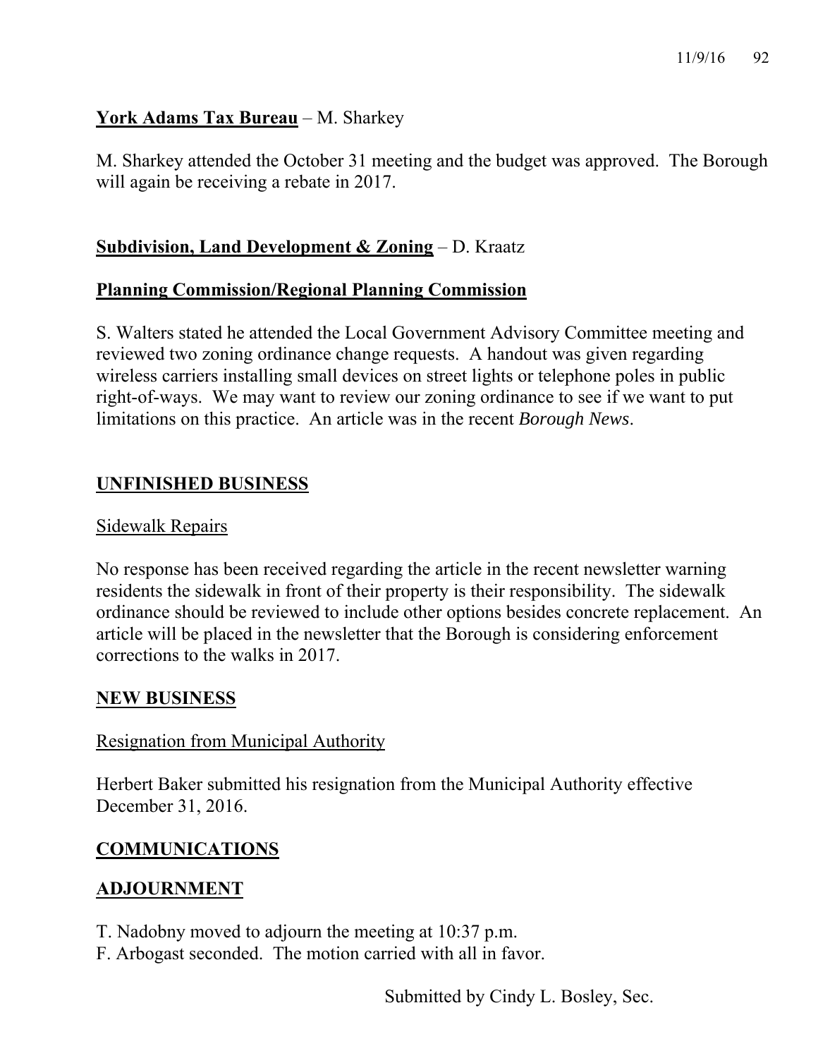**York Adams Tax Bureau** – M. Sharkey

M. Sharkey attended the October 31 meeting and the budget was approved. The Borough will again be receiving a rebate in 2017.

**Subdivision, Land Development & Zoning** – D. Kraatz

**Planning Commission/Regional Planning Commission**

S. Walters stated he attended the Local Government Advisory Committee meeting and reviewed two zoning ordinance change requests. A handout was given regarding wireless carriers installing small devices on street lights or telephone poles in public right-of-ways. We may want to review our zoning ordinance to see if we want to put limitations on this practice. An article was in the recent *Borough News*.

**UNFINISHED BUSINESS**

Sidewalk Repairs

No response has been received regarding the article in the recent newsletter warning residents the sidewalk in front of their property is their responsibility. The sidewalk ordinance should be reviewed to include other options besides concrete replacement. An article will be placed in the newsletter that the Borough is considering enforcement corrections to the walks in 2017.

**NEW BUSINESS**

Resignation from Municipal Authority

Herbert Baker submitted his resignation from the Municipal Authority effective December 31, 2016.

**COMMUNICATIONS**

**ADJOURNMENT**

T. Nadobny moved to adjourn the meeting at 10:37 p.m.
F. Arbogast seconded. The motion carried with all in favor.

Submitted by Cindy L. Bosley, Sec.